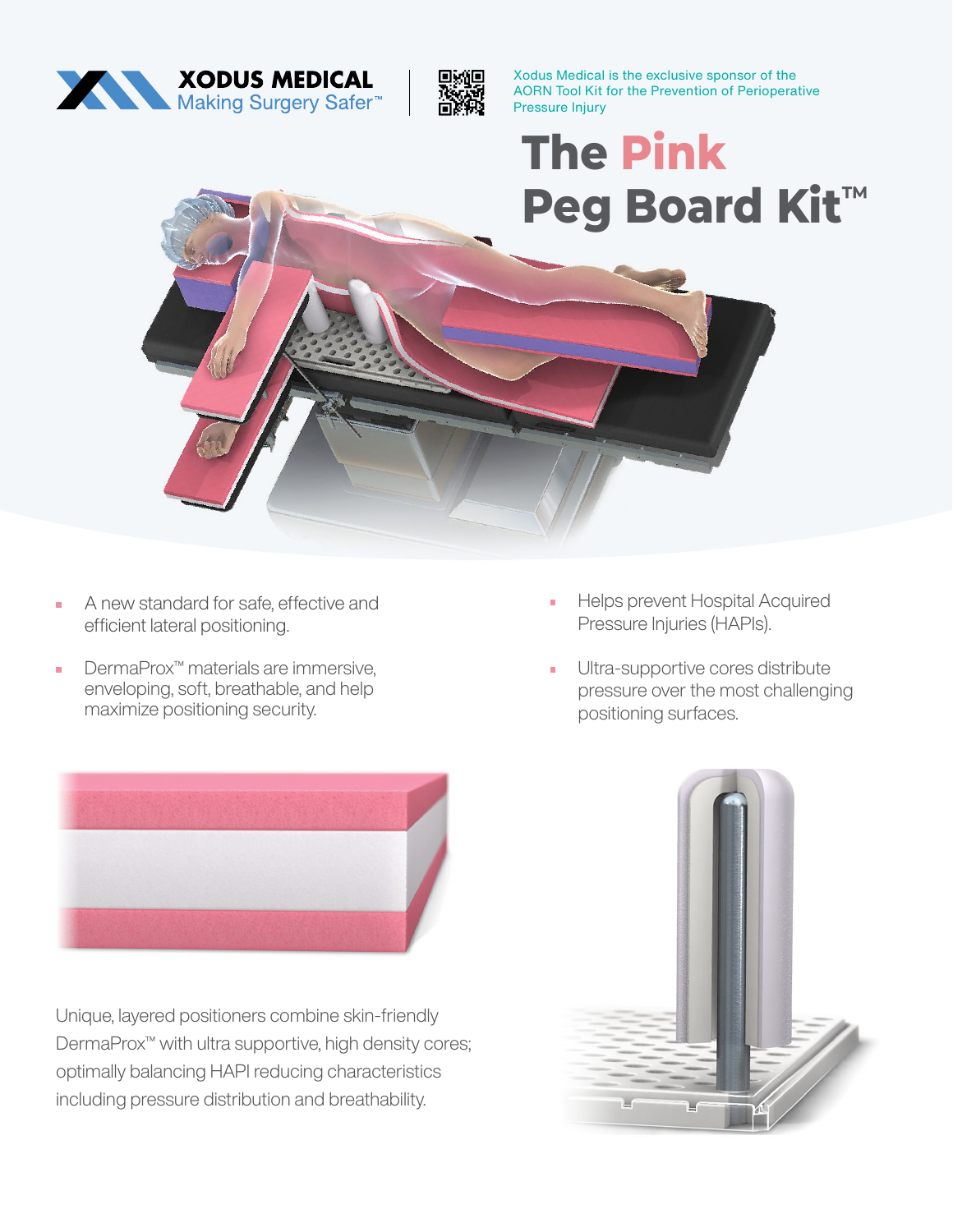XODUS MEDICAL
Making Surgery Safer™

Xodus Medical is the exclusive sponsor of the AORN Tool Kit for the Prevention of Perioperative Pressure Injury

# The Pink Peg Board Kit™

- A new standard for safe, effective and efficient lateral positioning.
- DermaProx™ materials are immersive, enveloping, soft, breathable, and help maximize positioning security.
- Helps prevent Hospital Acquired Pressure Injuries (HAPIs).
- Ultra-supportive cores distribute pressure over the most challenging positioning surfaces.

Unique, layered positioners combine skin-friendly DermaProx™ with ultra supportive, high density cores; optimally balancing HAPI reducing characteristics including pressure distribution and breathability.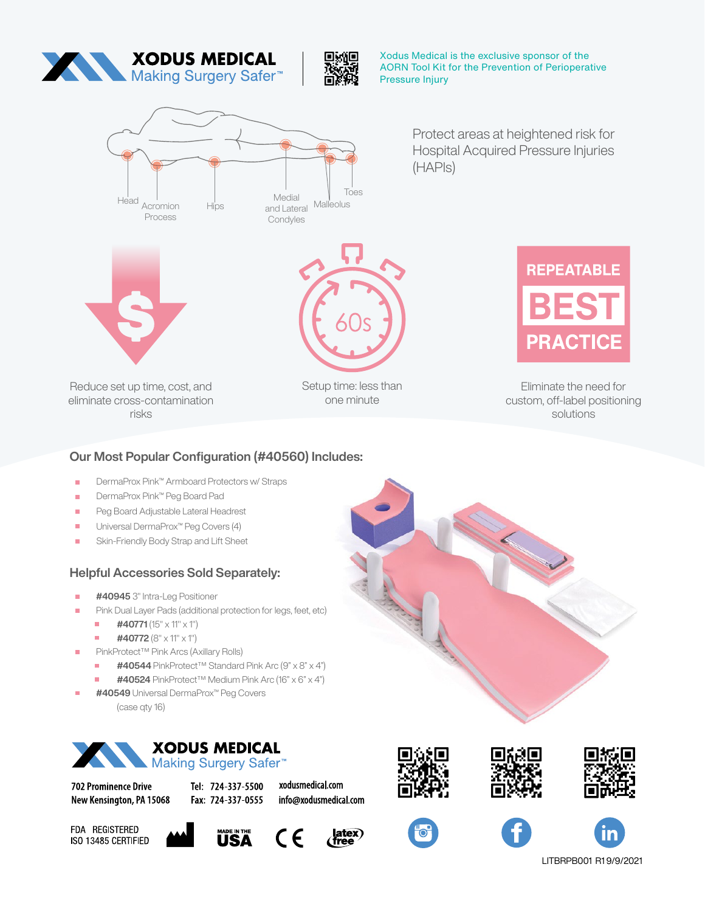# XODUS MEDICAL
Making Surgery Safer™

Xodus Medical is the exclusive sponsor of the AORN Tool Kit for the Prevention of Perioperative Pressure Injury

Head
Acromion Process
Hips
Medial and Lateral Condyles
Malleolus
Toes

Protect areas at heightened risk for Hospital Acquired Pressure Injuries (HAPIs)

Reduce set up time, cost, and eliminate cross-contamination risks

60s

Setup time: less than one minute

REPEATABLE BEST PRACTICE

Eliminate the need for custom, off-label positioning solutions

## Our Most Popular Configuration (#40560) Includes:

- DermaProx Pink™ Armboard Protectors w/ Straps
- DermaProx Pink™ Peg Board Pad
- Peg Board Adjustable Lateral Headrest
- Universal DermaProx™ Peg Covers (4)
- Skin-Friendly Body Strap and Lift Sheet

## Helpful Accessories Sold Separately:

- **#40945** 3" Intra-Leg Positioner
- Pink Dual Layer Pads (additional protection for legs, feet, etc)
  - **#40771** (15" x 11" x 1")
  - **#40772** (8" x 11" x 1")
- PinkProtect™ Pink Arcs (Axillary Rolls)
  - **#40544** PinkProtect™ Standard Pink Arc (9" x 8" x 4")
  - **#40524** PinkProtect™ Medium Pink Arc (16" x 6" x 4")
- **#40549** Universal DermaProx™ Peg Covers (case qty 16)

**XODUS MEDICAL**
Making Surgery Safer™

702 Prominence Drive
New Kensington, PA 15068

Tel: 724-337-5500
Fax: 724-337-0555

xodusmedical.com
info@xodusmedical.com

FDA REGISTERED
ISO 13485 CERTIFIED

MADE IN THE USA

CE

latex free

LITBRPB001 R19/9/2021